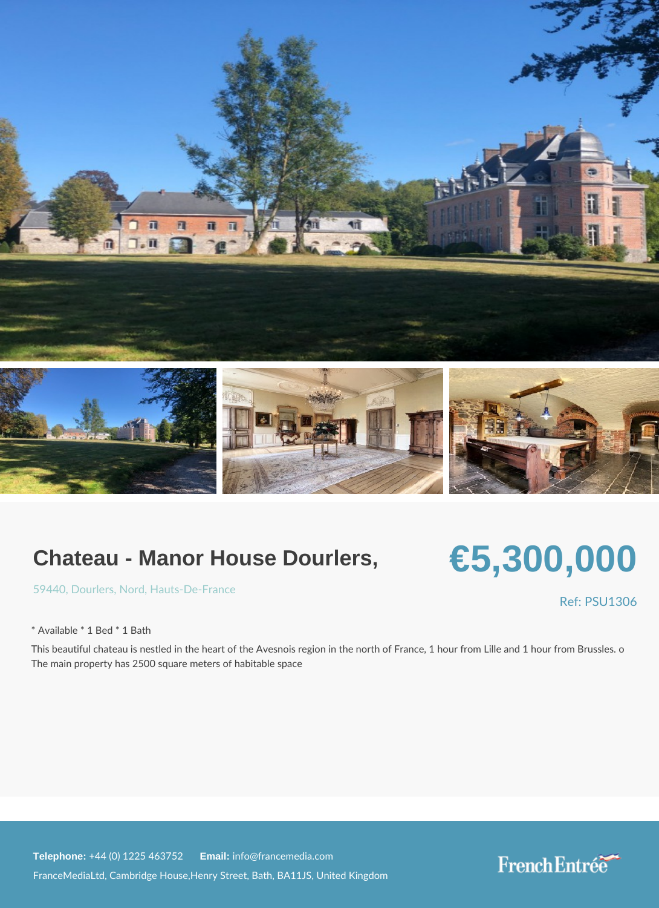# Chateau - Manor House Dourlers,

59440, Dourlers, Nord, Hauts-De-France

**€5,300,000**

Ref: PSU1306

* Available * 1 Bed * 1 Bath

This beautiful chateau is nestled in the heart of the Avesnois region in the north of France, 1 hour from Lille and 1 hour from Brussels. o The main property has 2500 square meters of habitable space

**Telephone:** +44 (0) 1225 463752 **Email:** info@francemedia.com

FranceMediaLtd, Cambridge House,Henry Street, Bath, BA11JS, United Kingdom

FrenchEntrée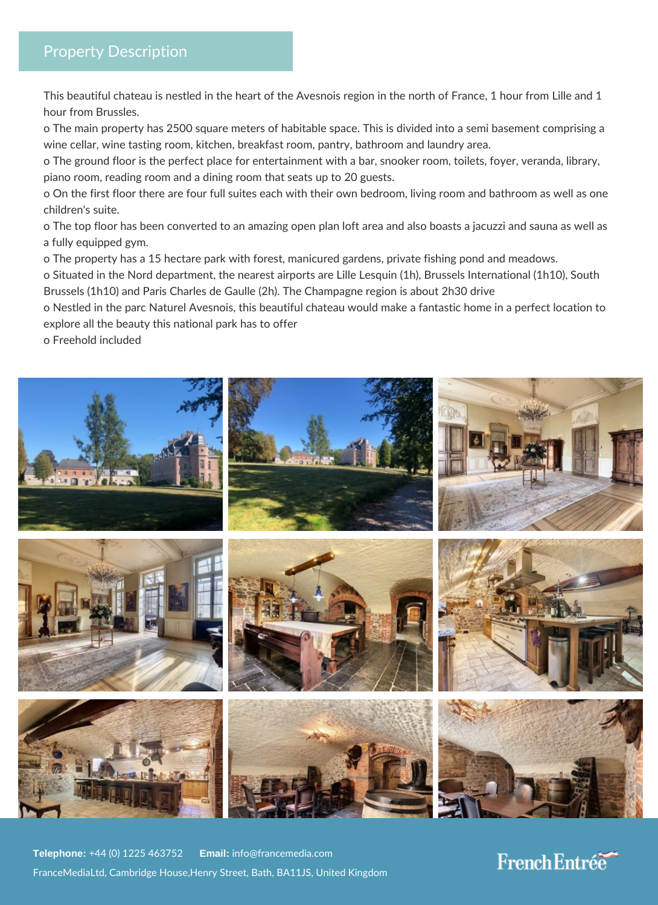## Property Description

This beautiful chateau is nestled in the heart of the Avesnois region in the north of France, 1 hour from Lille and 1 hour from Brussels.

o The main property has 2500 square meters of habitable space. This is divided into a semi basement comprising a wine cellar, wine tasting room, kitchen, breakfast room, pantry, bathroom and laundry area.

o The ground floor is the perfect place for entertainment with a bar, snooker room, toilets, foyer, veranda, library, piano room, reading room and a dining room that seats up to 20 guests.

o On the first floor there are four full suites each with their own bedroom, living room and bathroom as well as one children's suite.

o The top floor has been converted to an amazing open plan loft area and also boasts a jacuzzi and sauna as well as a fully equipped gym.

o The property has a 15 hectare park with forest, manicured gardens, private fishing pond and meadows.

o Situated in the Nord department, the nearest airports are Lille Lesquin (1h), Brussels International (1h10), South Brussels (1h10) and Paris Charles de Gaulle (2h). The Champagne region is about 2h30 drive

o Nestled in the parc Naturel Avesnois, this beautiful chateau would make a fantastic home in a perfect location to explore all the beauty this national park has to offer

o Freehold included

**Telephone:** +44 (0) 1225 463752 **Email:** info@francemedia.com

FranceMediaLtd, Cambridge House,Henry Street, Bath, BA11JS, United Kingdom

FrenchEntrée